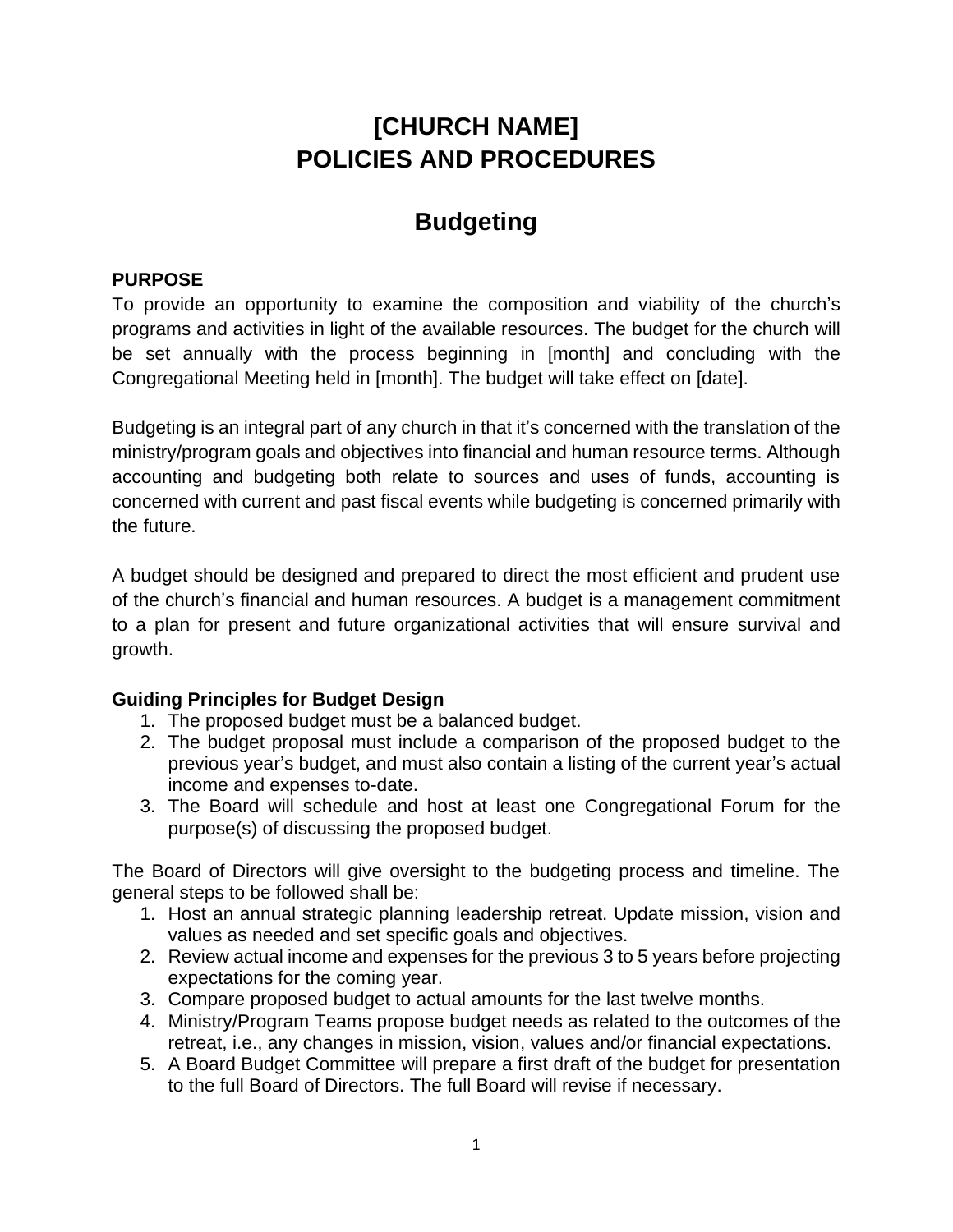# [CHURCH NAME]
# POLICIES AND PROCEDURES

## Budgeting

### PURPOSE

To provide an opportunity to examine the composition and viability of the church's programs and activities in light of the available resources. The budget for the church will be set annually with the process beginning in [month] and concluding with the Congregational Meeting held in [month]. The budget will take effect on [date].

Budgeting is an integral part of any church in that it's concerned with the translation of the ministry/program goals and objectives into financial and human resource terms. Although accounting and budgeting both relate to sources and uses of funds, accounting is concerned with current and past fiscal events while budgeting is concerned primarily with the future.

A budget should be designed and prepared to direct the most efficient and prudent use of the church's financial and human resources. A budget is a management commitment to a plan for present and future organizational activities that will ensure survival and growth.

### Guiding Principles for Budget Design

1. The proposed budget must be a balanced budget.
2. The budget proposal must include a comparison of the proposed budget to the previous year's budget, and must also contain a listing of the current year's actual income and expenses to-date.
3. The Board will schedule and host at least one Congregational Forum for the purpose(s) of discussing the proposed budget.

The Board of Directors will give oversight to the budgeting process and timeline. The general steps to be followed shall be:

1. Host an annual strategic planning leadership retreat. Update mission, vision and values as needed and set specific goals and objectives.
2. Review actual income and expenses for the previous 3 to 5 years before projecting expectations for the coming year.
3. Compare proposed budget to actual amounts for the last twelve months.
4. Ministry/Program Teams propose budget needs as related to the outcomes of the retreat, i.e., any changes in mission, vision, values and/or financial expectations.
5. A Board Budget Committee will prepare a first draft of the budget for presentation to the full Board of Directors. The full Board will revise if necessary.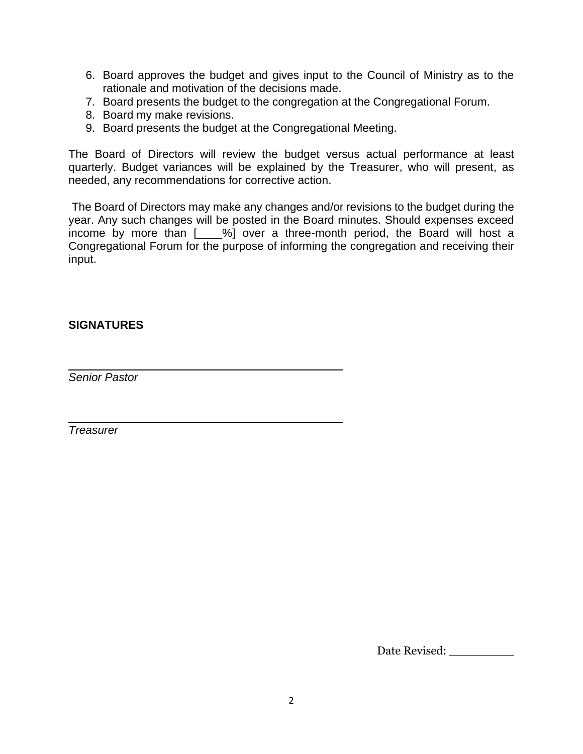6. Board approves the budget and gives input to the Council of Ministry as to the rationale and motivation of the decisions made.
7. Board presents the budget to the congregation at the Congregational Forum.
8. Board my make revisions.
9. Board presents the budget at the Congregational Meeting.

The Board of Directors will review the budget versus actual performance at least quarterly. Budget variances will be explained by the Treasurer, who will present, as needed, any recommendations for corrective action.

The Board of Directors may make any changes and/or revisions to the budget during the year. Any such changes will be posted in the Board minutes. Should expenses exceed income by more than [____%] over a three-month period, the Board will host a Congregational Forum for the purpose of informing the congregation and receiving their input.

**SIGNATURES**

______________________________________

*Senior Pastor*

______________________________________

*Treasurer*

Date Revised: __________